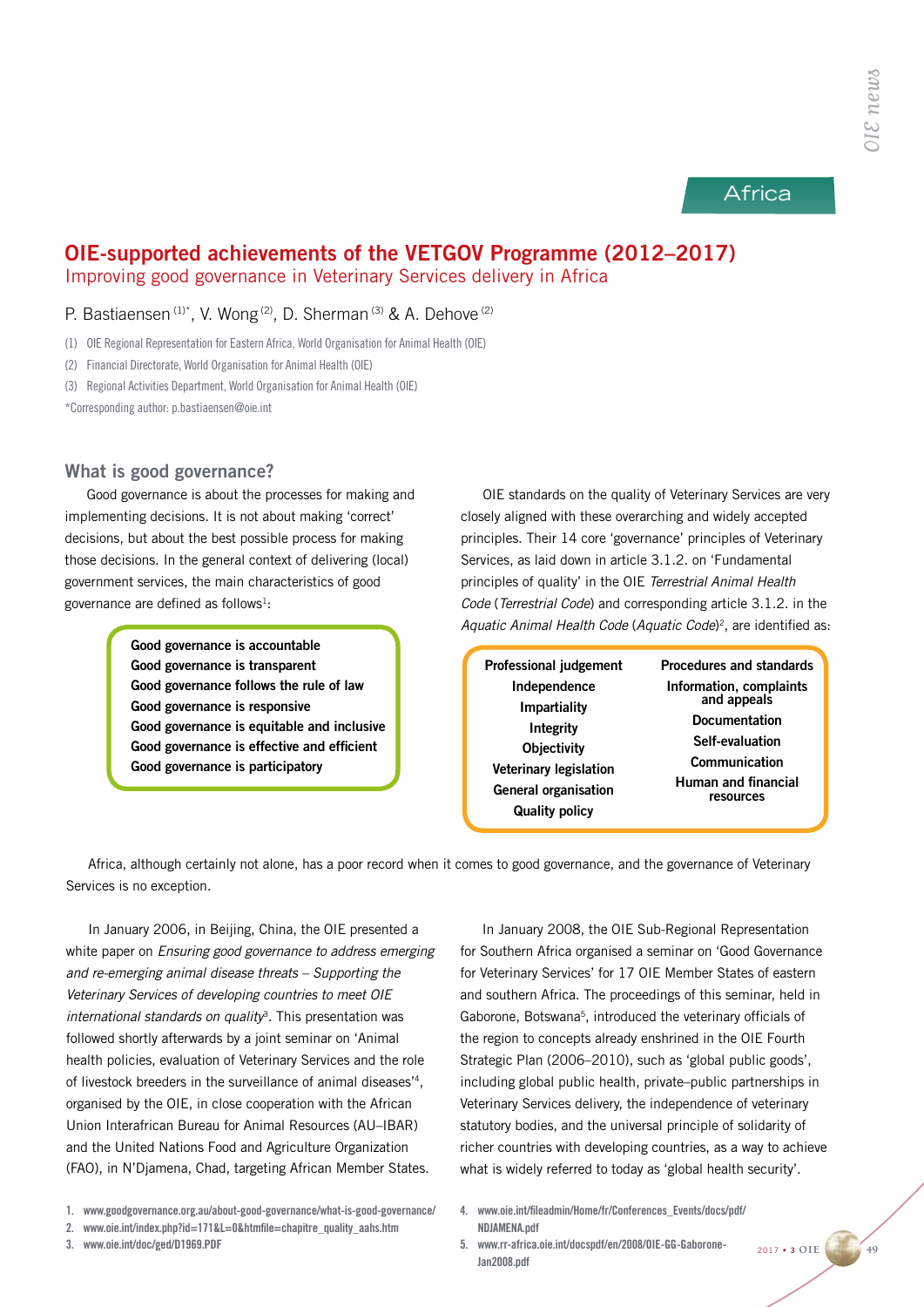Africa

# OIE-supported achievements of the VETGOV Programme (2012–2017)

## Improving good governance in Veterinary Services delivery in Africa

P. Bastiaensen [(1)*], V. Wong [(2)], D. Sherman [(3)] & A. Dehove [(2)]

(1) OIE Regional Representation for Eastern Africa, World Organisation for Animal Health (OIE)

(2) Financial Directorate, World Organisation for Animal Health (OIE)

(3) Regional Activities Department, World Organisation for Animal Health (OIE)

*Corresponding author: p.bastiaensen@oie.int

### What is good governance?

Good governance is about the processes for making and implementing decisions. It is not about making 'correct' decisions, but about the best possible process for making those decisions. In the general context of delivering (local) government services, the main characteristics of good governance are defined as follows[1]:

**Good governance is accountable**
**Good governance is transparent**
**Good governance follows the rule of law**
**Good governance is responsive**
**Good governance is equitable and inclusive**
**Good governance is effective and efficient**
**Good governance is participatory**

OIE standards on the quality of Veterinary Services are very closely aligned with these overarching and widely accepted principles. Their 14 core 'governance' principles of Veterinary Services, as laid down in article 3.1.2. on 'Fundamental principles of quality' in the OIE *Terrestrial Animal Health Code* (*Terrestrial Code*) and corresponding article 3.1.2. in the *Aquatic Animal Health Code* (*Aquatic Code*)[2], are identified as:

| | |
|---|---|
| **Professional judgement** | **Procedures and standards** |
| **Independence** | **Information, complaints and appeals** |
| **Impartiality** | **Documentation** |
| **Integrity** | **Self-evaluation** |
| **Objectivity** | **Communication** |
| **Veterinary legislation** | **Human and financial resources** |
| **General organisation** | |
| **Quality policy** | |

Africa, although certainly not alone, has a poor record when it comes to good governance, and the governance of Veterinary Services is no exception.

In January 2006, in Beijing, China, the OIE presented a white paper on *Ensuring good governance to address emerging and re-emerging animal disease threats – Supporting the Veterinary Services of developing countries to meet OIE international standards on quality*[3]. This presentation was followed shortly afterwards by a joint seminar on 'Animal health policies, evaluation of Veterinary Services and the role of livestock breeders in the surveillance of animal diseases'[4], organised by the OIE, in close cooperation with the African Union Interafrican Bureau for Animal Resources (AU–IBAR) and the United Nations Food and Agriculture Organization (FAO), in N'Djamena, Chad, targeting African Member States.

In January 2008, the OIE Sub-Regional Representation for Southern Africa organised a seminar on 'Good Governance for Veterinary Services' for 17 OIE Member States of eastern and southern Africa. The proceedings of this seminar, held in Gaborone, Botswana[5], introduced the veterinary officials of the region to concepts already enshrined in the OIE Fourth Strategic Plan (2006–2010), such as 'global public goods', including global public health, private–public partnerships in Veterinary Services delivery, the independence of veterinary statutory bodies, and the universal principle of solidarity of richer countries with developing countries, as a way to achieve what is widely referred to today as 'global health security'.

1. www.goodgovernance.org.au/about-good-governance/what-is-good-governance/
2. www.oie.int/index.php?id=171&L=0&htmfile=chapitre_quality_aahs.htm
3. www.oie.int/doc/ged/D1969.PDF
4. www.oie.int/fileadmin/Home/fr/Conferences_Events/docs/pdf/NDJAMENA.pdf
5. www.rr-africa.oie.int/docspdf/en/2008/OIE-GG-Gaborone-Jan2008.pdf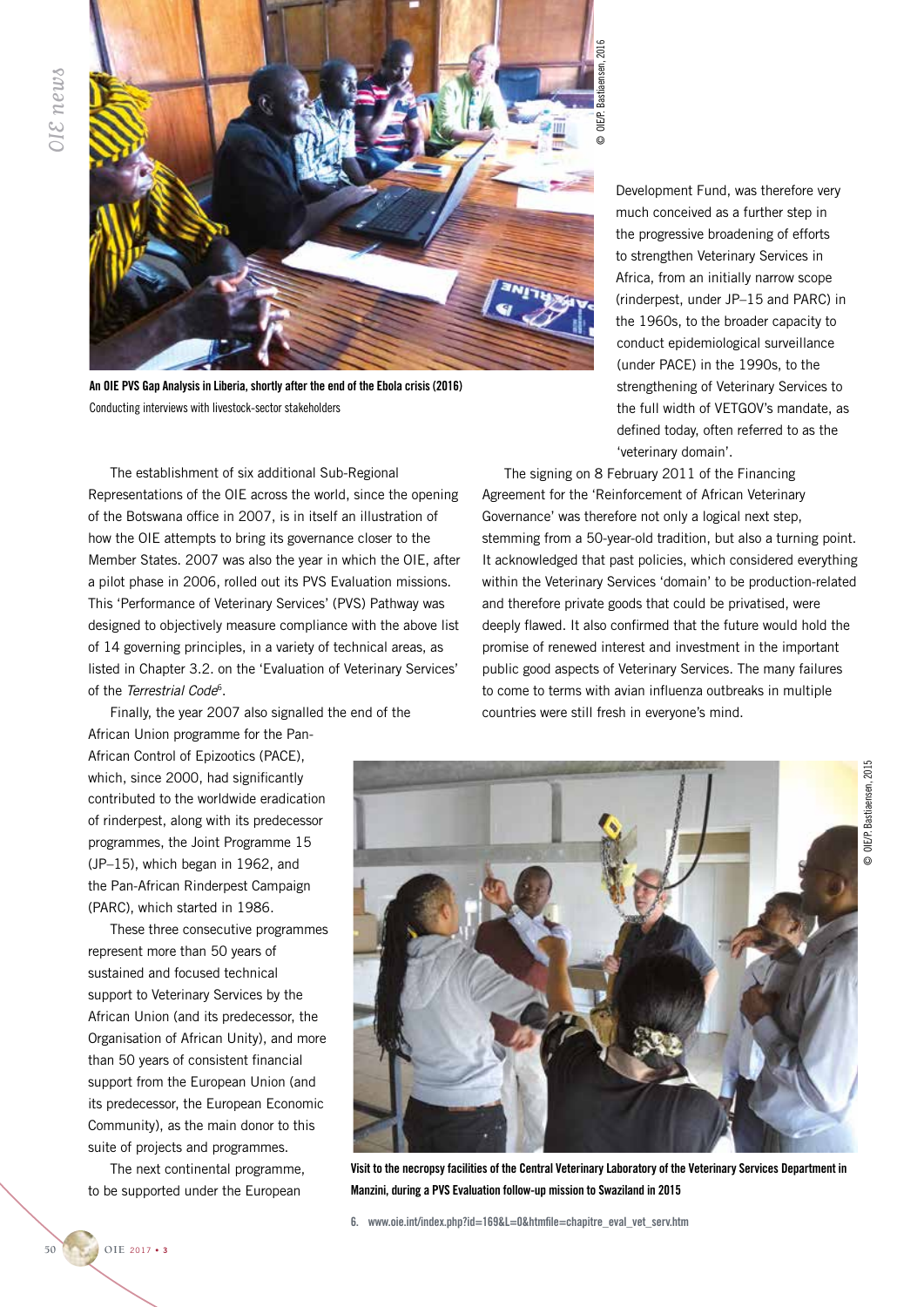An OIE PVS Gap Analysis in Liberia, shortly after the end of the Ebola crisis (2016)

Conducting interviews with livestock-sector stakeholders

The establishment of six additional Sub-Regional Representations of the OIE across the world, since the opening of the Botswana office in 2007, is in itself an illustration of how the OIE attempts to bring its governance closer to the Member States. 2007 was also the year in which the OIE, after a pilot phase in 2006, rolled out its PVS Evaluation missions. This 'Performance of Veterinary Services' (PVS) Pathway was designed to objectively measure compliance with the above list of 14 governing principles, in a variety of technical areas, as listed in Chapter 3.2. on the 'Evaluation of Veterinary Services' of the *Terrestrial Code*[6].

Finally, the year 2007 also signalled the end of the African Union programme for the Pan-African Control of Epizootics (PACE), which, since 2000, had significantly contributed to the worldwide eradication of rinderpest, along with its predecessor programmes, the Joint Programme 15 (JP–15), which began in 1962, and the Pan-African Rinderpest Campaign (PARC), which started in 1986.

These three consecutive programmes represent more than 50 years of sustained and focused technical support to Veterinary Services by the African Union (and its predecessor, the Organisation of African Unity), and more than 50 years of consistent financial support from the European Union (and its predecessor, the European Economic Community), as the main donor to this suite of projects and programmes.

The next continental programme, to be supported under the European Development Fund, was therefore very much conceived as a further step in the progressive broadening of efforts to strengthen Veterinary Services in Africa, from an initially narrow scope (rinderpest, under JP–15 and PARC) in the 1960s, to the broader capacity to conduct epidemiological surveillance (under PACE) in the 1990s, to the strengthening of Veterinary Services to the full width of VETGOV's mandate, as defined today, often referred to as the 'veterinary domain'.

The signing on 8 February 2011 of the Financing Agreement for the 'Reinforcement of African Veterinary Governance' was therefore not only a logical next step, stemming from a 50-year-old tradition, but also a turning point. It acknowledged that past policies, which considered everything within the Veterinary Services 'domain' to be production-related and therefore private goods that could be privatised, were deeply flawed. It also confirmed that the future would hold the promise of renewed interest and investment in the important public good aspects of Veterinary Services. The many failures to come to terms with avian influenza outbreaks in multiple countries were still fresh in everyone's mind.

Visit to the necropsy facilities of the Central Veterinary Laboratory of the Veterinary Services Department in Manzini, during a PVS Evaluation follow-up mission to Swaziland in 2015

6. www.oie.int/index.php?id=169&L=0&htmfile=chapitre_eval_vet_serv.htm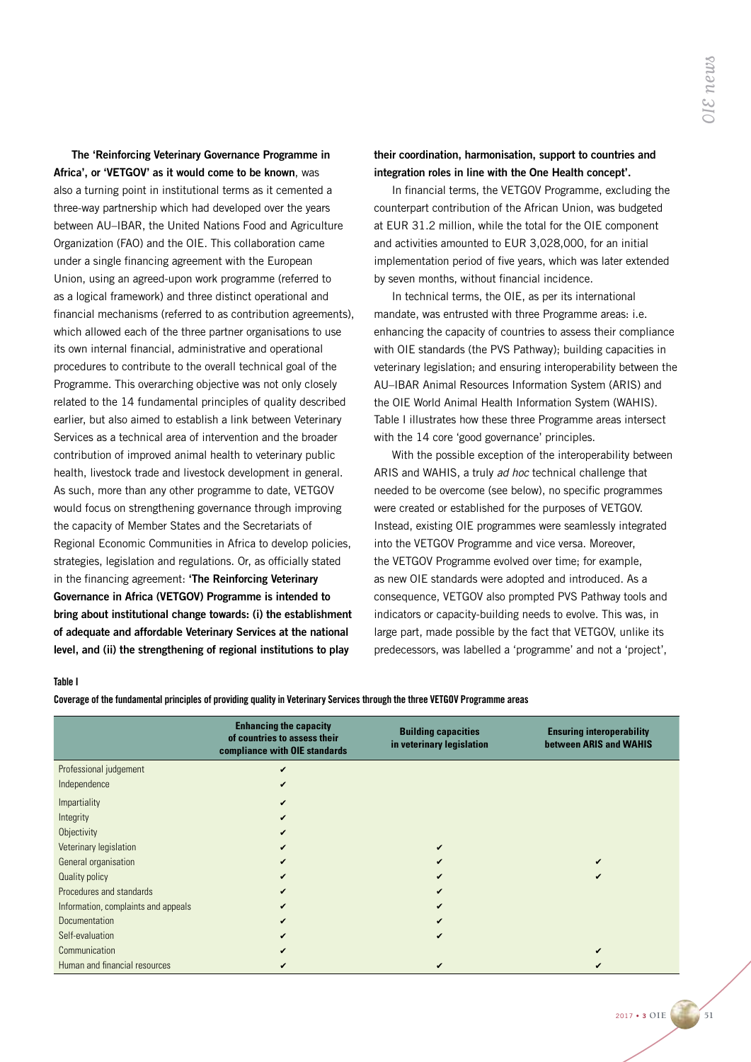**The 'Reinforcing Veterinary Governance Programme in Africa', or 'VETGOV' as it would come to be known**, was also a turning point in institutional terms as it cemented a three-way partnership which had developed over the years between AU–IBAR, the United Nations Food and Agriculture Organization (FAO) and the OIE. This collaboration came under a single financing agreement with the European Union, using an agreed-upon work programme (referred to as a logical framework) and three distinct operational and financial mechanisms (referred to as contribution agreements), which allowed each of the three partner organisations to use its own internal financial, administrative and operational procedures to contribute to the overall technical goal of the Programme. This overarching objective was not only closely related to the 14 fundamental principles of quality described earlier, but also aimed to establish a link between Veterinary Services as a technical area of intervention and the broader contribution of improved animal health to veterinary public health, livestock trade and livestock development in general. As such, more than any other programme to date, VETGOV would focus on strengthening governance through improving the capacity of Member States and the Secretariats of Regional Economic Communities in Africa to develop policies, strategies, legislation and regulations. Or, as officially stated in the financing agreement: **'The Reinforcing Veterinary Governance in Africa (VETGOV) Programme is intended to bring about institutional change towards: (i) the establishment of adequate and affordable Veterinary Services at the national level, and (ii) the strengthening of regional institutions to play their coordination, harmonisation, support to countries and integration roles in line with the One Health concept'.**

In financial terms, the VETGOV Programme, excluding the counterpart contribution of the African Union, was budgeted at EUR 31.2 million, while the total for the OIE component and activities amounted to EUR 3,028,000, for an initial implementation period of five years, which was later extended by seven months, without financial incidence.

In technical terms, the OIE, as per its international mandate, was entrusted with three Programme areas: i.e. enhancing the capacity of countries to assess their compliance with OIE standards (the PVS Pathway); building capacities in veterinary legislation; and ensuring interoperability between the AU–IBAR Animal Resources Information System (ARIS) and the OIE World Animal Health Information System (WAHIS). Table I illustrates how these three Programme areas intersect with the 14 core 'good governance' principles.

With the possible exception of the interoperability between ARIS and WAHIS, a truly *ad hoc* technical challenge that needed to be overcome (see below), no specific programmes were created or established for the purposes of VETGOV. Instead, existing OIE programmes were seamlessly integrated into the VETGOV Programme and vice versa. Moreover, the VETGOV Programme evolved over time; for example, as new OIE standards were adopted and introduced. As a consequence, VETGOV also prompted PVS Pathway tools and indicators or capacity-building needs to evolve. This was, in large part, made possible by the fact that VETGOV, unlike its predecessors, was labelled a 'programme' and not a 'project',

**Table I**

**Coverage of the fundamental principles of providing quality in Veterinary Services through the three VETGOV Programme areas**

| | Enhancing the capacity of countries to assess their compliance with OIE standards | Building capacities in veterinary legislation | Ensuring interoperability between ARIS and WAHIS |
|---|---|---|---|
| Professional judgement | ✔ | | |
| Independence | ✔ | | |
| Impartiality | ✔ | | |
| Integrity | ✔ | | |
| Objectivity | ✔ | | |
| Veterinary legislation | ✔ | ✔ | |
| General organisation | ✔ | ✔ | ✔ |
| Quality policy | ✔ | ✔ | ✔ |
| Procedures and standards | ✔ | ✔ | |
| Information, complaints and appeals | ✔ | ✔ | |
| Documentation | ✔ | ✔ | |
| Self-evaluation | ✔ | ✔ | |
| Communication | ✔ | | ✔ |
| Human and financial resources | ✔ | ✔ | ✔ |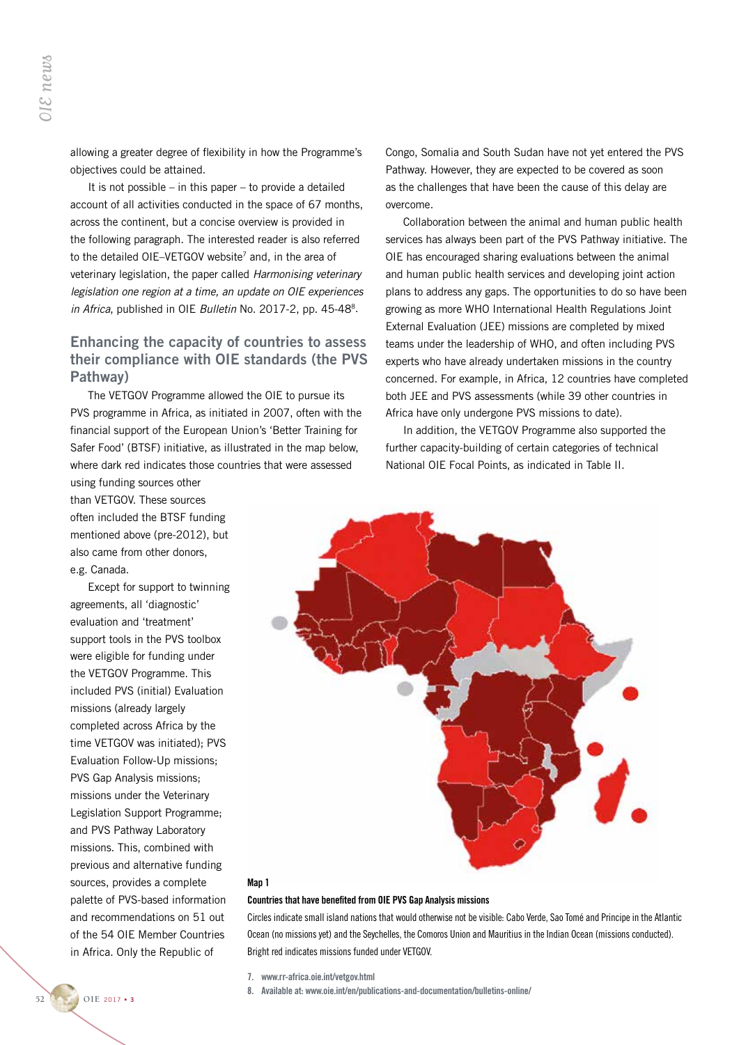allowing a greater degree of flexibility in how the Programme's objectives could be attained.

It is not possible – in this paper – to provide a detailed account of all activities conducted in the space of 67 months, across the continent, but a concise overview is provided in the following paragraph. The interested reader is also referred to the detailed OIE–VETGOV website[7] and, in the area of veterinary legislation, the paper called *Harmonising veterinary legislation one region at a time, an update on OIE experiences in Africa*, published in OIE *Bulletin* No. 2017-2, pp. 45-48[8].

## Enhancing the capacity of countries to assess their compliance with OIE standards (the PVS Pathway)

The VETGOV Programme allowed the OIE to pursue its PVS programme in Africa, as initiated in 2007, often with the financial support of the European Union's 'Better Training for Safer Food' (BTSF) initiative, as illustrated in the map below, where dark red indicates those countries that were assessed using funding sources other than VETGOV. These sources often included the BTSF funding mentioned above (pre-2012), but also came from other donors, e.g. Canada.

Except for support to twinning agreements, all 'diagnostic' evaluation and 'treatment' support tools in the PVS toolbox were eligible for funding under the VETGOV Programme. This included PVS (initial) Evaluation missions (already largely completed across Africa by the time VETGOV was initiated); PVS Evaluation Follow-Up missions; PVS Gap Analysis missions; missions under the Veterinary Legislation Support Programme; and PVS Pathway Laboratory missions. This, combined with previous and alternative funding sources, provides a complete palette of PVS-based information and recommendations on 51 out of the 54 OIE Member Countries in Africa. Only the Republic of Congo, Somalia and South Sudan have not yet entered the PVS Pathway. However, they are expected to be covered as soon as the challenges that have been the cause of this delay are overcome.

Collaboration between the animal and human public health services has always been part of the PVS Pathway initiative. The OIE has encouraged sharing evaluations between the animal and human public health services and developing joint action plans to address any gaps. The opportunities to do so have been growing as more WHO International Health Regulations Joint External Evaluation (JEE) missions are completed by mixed teams under the leadership of WHO, and often including PVS experts who have already undertaken missions in the country concerned. For example, in Africa, 12 countries have completed both JEE and PVS assessments (while 39 other countries in Africa have only undergone PVS missions to date).

In addition, the VETGOV Programme also supported the further capacity-building of certain categories of technical National OIE Focal Points, as indicated in Table II.

**Map 1**

**Countries that have benefited from OIE PVS Gap Analysis missions**

Circles indicate small island nations that would otherwise not be visible: Cabo Verde, Sao Tomé and Principe in the Atlantic Ocean (no missions yet) and the Seychelles, the Comoros Union and Mauritius in the Indian Ocean (missions conducted). Bright red indicates missions funded under VETGOV.

7. www.rr-africa.oie.int/vetgov.html

8. Available at: www.oie.int/en/publications-and-documentation/bulletins-online/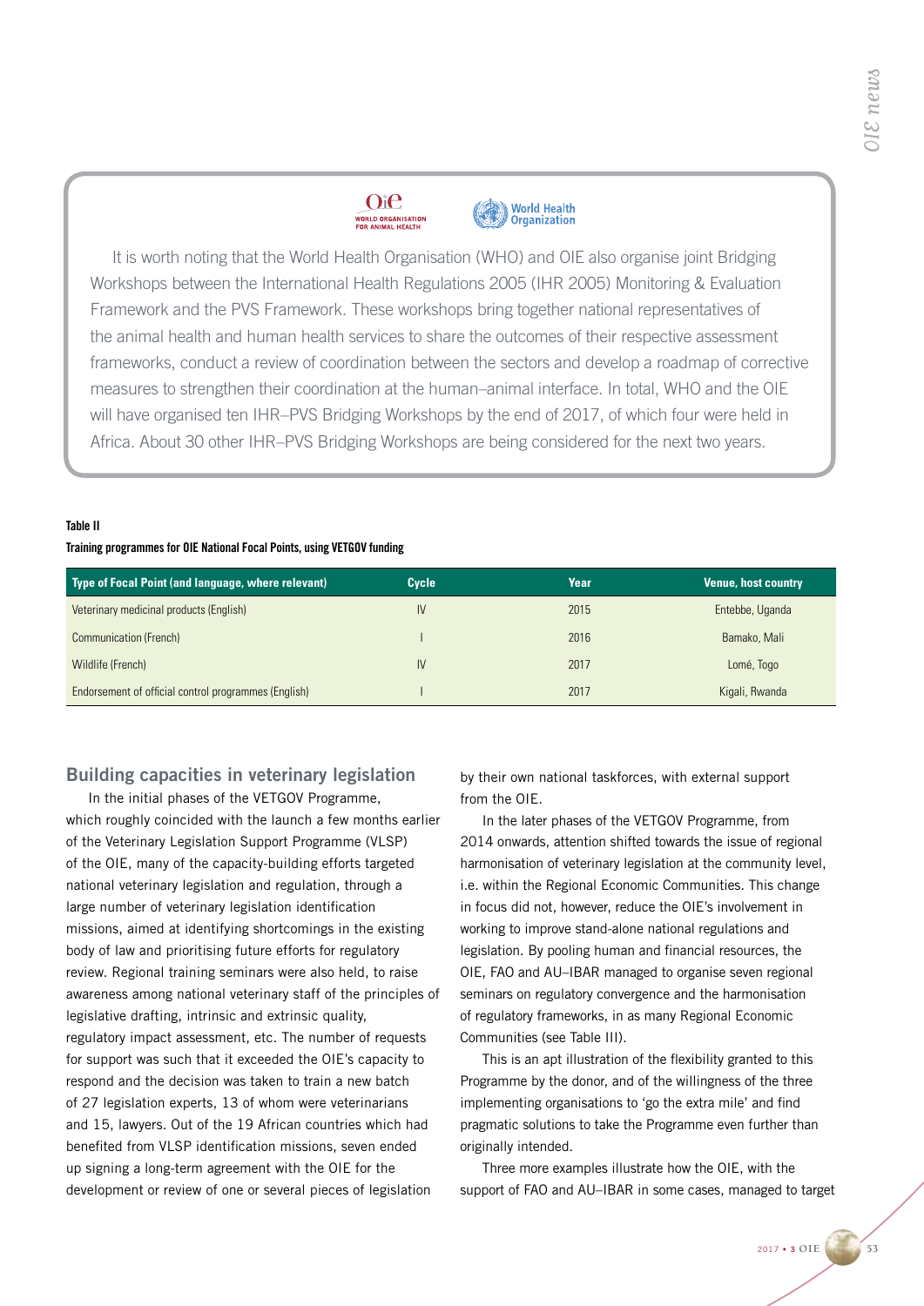It is worth noting that the World Health Organisation (WHO) and OIE also organise joint Bridging Workshops between the International Health Regulations 2005 (IHR 2005) Monitoring & Evaluation Framework and the PVS Framework. These workshops bring together national representatives of the animal health and human health services to share the outcomes of their respective assessment frameworks, conduct a review of coordination between the sectors and develop a roadmap of corrective measures to strengthen their coordination at the human–animal interface. In total, WHO and the OIE will have organised ten IHR–PVS Bridging Workshops by the end of 2017, of which four were held in Africa. About 30 other IHR–PVS Bridging Workshops are being considered for the next two years.

**Table II**

**Training programmes for OIE National Focal Points, using VETGOV funding**

| Type of Focal Point (and language, where relevant) | Cycle | Year | Venue, host country |
|---|---|---|---|
| Veterinary medicinal products (English) | IV | 2015 | Entebbe, Uganda |
| Communication (French) | I | 2016 | Bamako, Mali |
| Wildlife (French) | IV | 2017 | Lomé, Togo |
| Endorsement of official control programmes (English) | I | 2017 | Kigali, Rwanda |

## Building capacities in veterinary legislation

In the initial phases of the VETGOV Programme, which roughly coincided with the launch a few months earlier of the Veterinary Legislation Support Programme (VLSP) of the OIE, many of the capacity-building efforts targeted national veterinary legislation and regulation, through a large number of veterinary legislation identification missions, aimed at identifying shortcomings in the existing body of law and prioritising future efforts for regulatory review. Regional training seminars were also held, to raise awareness among national veterinary staff of the principles of legislative drafting, intrinsic and extrinsic quality, regulatory impact assessment, etc. The number of requests for support was such that it exceeded the OIE's capacity to respond and the decision was taken to train a new batch of 27 legislation experts, 13 of whom were veterinarians and 15, lawyers. Out of the 19 African countries which had benefited from VLSP identification missions, seven ended up signing a long-term agreement with the OIE for the development or review of one or several pieces of legislation by their own national taskforces, with external support from the OIE.

In the later phases of the VETGOV Programme, from 2014 onwards, attention shifted towards the issue of regional harmonisation of veterinary legislation at the community level, i.e. within the Regional Economic Communities. This change in focus did not, however, reduce the OIE's involvement in working to improve stand-alone national regulations and legislation. By pooling human and financial resources, the OIE, FAO and AU–IBAR managed to organise seven regional seminars on regulatory convergence and the harmonisation of regulatory frameworks, in as many Regional Economic Communities (see Table III).

This is an apt illustration of the flexibility granted to this Programme by the donor, and of the willingness of the three implementing organisations to 'go the extra mile' and find pragmatic solutions to take the Programme even further than originally intended.

Three more examples illustrate how the OIE, with the support of FAO and AU–IBAR in some cases, managed to target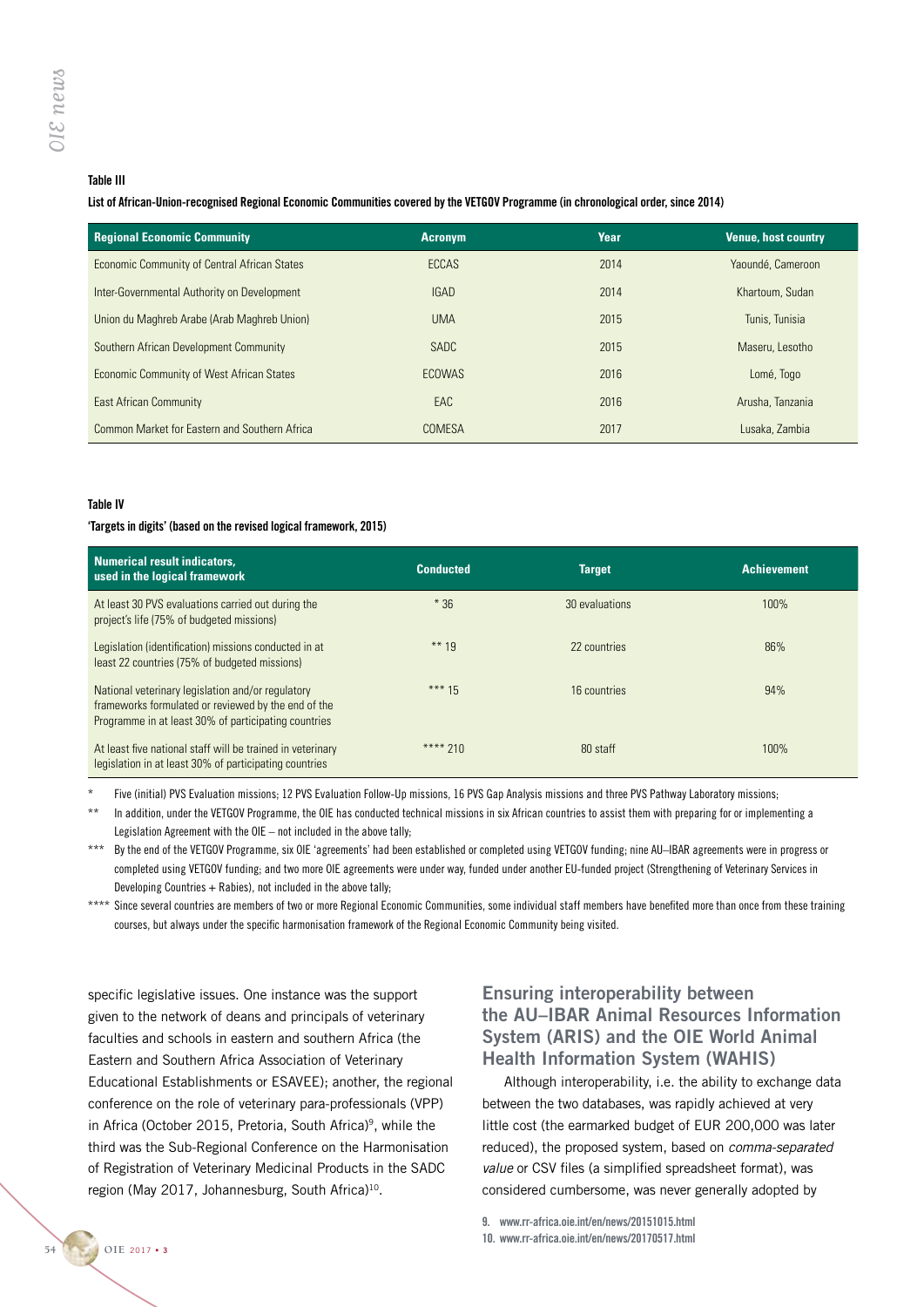**Table III**

**List of African-Union-recognised Regional Economic Communities covered by the VETGOV Programme (in chronological order, since 2014)**

| Regional Economic Community | Acronym | Year | Venue, host country |
|---|---|---|---|
| Economic Community of Central African States | ECCAS | 2014 | Yaoundé, Cameroon |
| Inter-Governmental Authority on Development | IGAD | 2014 | Khartoum, Sudan |
| Union du Maghreb Arabe (Arab Maghreb Union) | UMA | 2015 | Tunis, Tunisia |
| Southern African Development Community | SADC | 2015 | Maseru, Lesotho |
| Economic Community of West African States | ECOWAS | 2016 | Lomé, Togo |
| East African Community | EAC | 2016 | Arusha, Tanzania |
| Common Market for Eastern and Southern Africa | COMESA | 2017 | Lusaka, Zambia |

**Table IV**

**'Targets in digits' (based on the revised logical framework, 2015)**

| Numerical result indicators, used in the logical framework | Conducted | Target | Achievement |
|---|---|---|---|
| At least 30 PVS evaluations carried out during the project's life (75% of budgeted missions) | * 36 | 30 evaluations | 100% |
| Legislation (identification) missions conducted in at least 22 countries (75% of budgeted missions) | ** 19 | 22 countries | 86% |
| National veterinary legislation and/or regulatory frameworks formulated or reviewed by the end of the Programme in at least 30% of participating countries | *** 15 | 16 countries | 94% |
| At least five national staff will be trained in veterinary legislation in at least 30% of participating countries | **** 210 | 80 staff | 100% |

\* Five (initial) PVS Evaluation missions; 12 PVS Evaluation Follow-Up missions, 16 PVS Gap Analysis missions and three PVS Pathway Laboratory missions;

\*\* In addition, under the VETGOV Programme, the OIE has conducted technical missions in six African countries to assist them with preparing for or implementing a Legislation Agreement with the OIE – not included in the above tally;

\*\*\* By the end of the VETGOV Programme, six OIE 'agreements' had been established or completed using VETGOV funding; nine AU–IBAR agreements were in progress or completed using VETGOV funding; and two more OIE agreements were under way, funded under another EU-funded project (Strengthening of Veterinary Services in Developing Countries + Rabies), not included in the above tally;

\*\*\*\* Since several countries are members of two or more Regional Economic Communities, some individual staff members have benefited more than once from these training courses, but always under the specific harmonisation framework of the Regional Economic Community being visited.

specific legislative issues. One instance was the support given to the network of deans and principals of veterinary faculties and schools in eastern and southern Africa (the Eastern and Southern Africa Association of Veterinary Educational Establishments or ESAVEE); another, the regional conference on the role of veterinary para-professionals (VPP) in Africa (October 2015, Pretoria, South Africa)[9], while the third was the Sub-Regional Conference on the Harmonisation of Registration of Veterinary Medicinal Products in the SADC region (May 2017, Johannesburg, South Africa)[10].

## Ensuring interoperability between the AU–IBAR Animal Resources Information System (ARIS) and the OIE World Animal Health Information System (WAHIS)

Although interoperability, i.e. the ability to exchange data between the two databases, was rapidly achieved at very little cost (the earmarked budget of EUR 200,000 was later reduced), the proposed system, based on *comma-separated value* or CSV files (a simplified spreadsheet format), was considered cumbersome, was never generally adopted by

9. www.rr-africa.oie.int/en/news/20151015.html
10. www.rr-africa.oie.int/en/news/20170517.html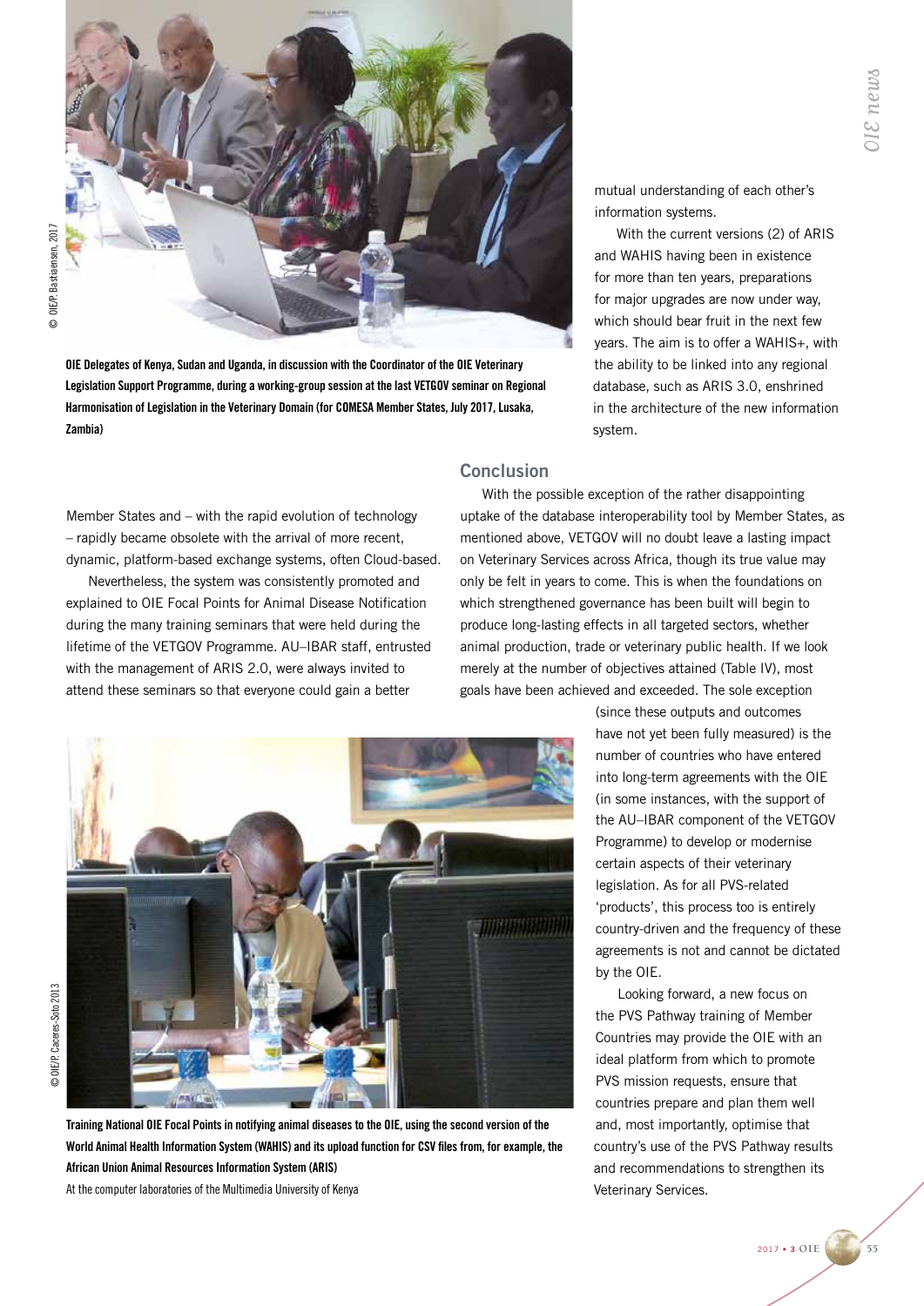OIE Delegates of Kenya, Sudan and Uganda, in discussion with the Coordinator of the OIE Veterinary Legislation Support Programme, during a working-group session at the last VETGOV seminar on Regional Harmonisation of Legislation in the Veterinary Domain (for COMESA Member States, July 2017, Lusaka, Zambia)

© OIE/P. Bastiaensen, 2017

Member States and – with the rapid evolution of technology – rapidly became obsolete with the arrival of more recent, dynamic, platform-based exchange systems, often Cloud-based.

Nevertheless, the system was consistently promoted and explained to OIE Focal Points for Animal Disease Notification during the many training seminars that were held during the lifetime of the VETGOV Programme. AU–IBAR staff, entrusted with the management of ARIS 2.0, were always invited to attend these seminars so that everyone could gain a better mutual understanding of each other's information systems.

With the current versions (2) of ARIS and WAHIS having been in existence for more than ten years, preparations for major upgrades are now under way, which should bear fruit in the next few years. The aim is to offer a WAHIS+, with the ability to be linked into any regional database, such as ARIS 3.0, enshrined in the architecture of the new information system.

Training National OIE Focal Points in notifying animal diseases to the OIE, using the second version of the World Animal Health Information System (WAHIS) and its upload function for CSV files from, for example, the African Union Animal Resources Information System (ARIS)

At the computer laboratories of the Multimedia University of Kenya

© OIE/P. Caceres-Soto 2013

## Conclusion

With the possible exception of the rather disappointing uptake of the database interoperability tool by Member States, as mentioned above, VETGOV will no doubt leave a lasting impact on Veterinary Services across Africa, though its true value may only be felt in years to come. This is when the foundations on which strengthened governance has been built will begin to produce long-lasting effects in all targeted sectors, whether animal production, trade or veterinary public health. If we look merely at the number of objectives attained (Table IV), most goals have been achieved and exceeded. The sole exception (since these outputs and outcomes have not yet been fully measured) is the number of countries who have entered into long-term agreements with the OIE (in some instances, with the support of the AU–IBAR component of the VETGOV Programme) to develop or modernise certain aspects of their veterinary legislation. As for all PVS-related 'products', this process too is entirely country-driven and the frequency of these agreements is not and cannot be dictated by the OIE.

Looking forward, a new focus on the PVS Pathway training of Member Countries may provide the OIE with an ideal platform from which to promote PVS mission requests, ensure that countries prepare and plan them well and, most importantly, optimise that country's use of the PVS Pathway results and recommendations to strengthen its Veterinary Services.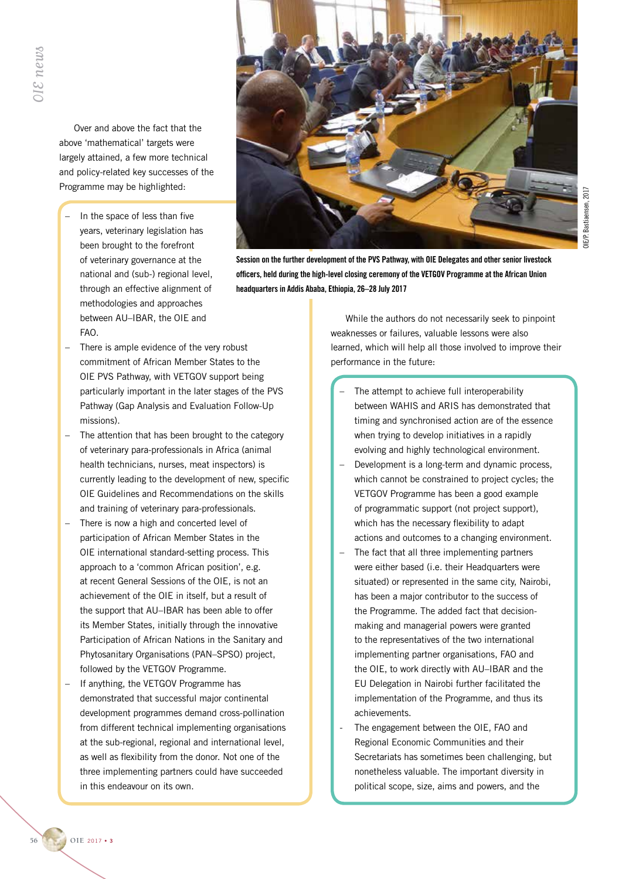Over and above the fact that the above 'mathematical' targets were largely attained, a few more technical and policy-related key successes of the Programme may be highlighted:

- In the space of less than five years, veterinary legislation has been brought to the forefront of veterinary governance at the national and (sub-) regional level, through an effective alignment of methodologies and approaches between AU–IBAR, the OIE and FAO.
- There is ample evidence of the very robust commitment of African Member States to the OIE PVS Pathway, with VETGOV support being particularly important in the later stages of the PVS Pathway (Gap Analysis and Evaluation Follow-Up missions).
- The attention that has been brought to the category of veterinary para-professionals in Africa (animal health technicians, nurses, meat inspectors) is currently leading to the development of new, specific OIE Guidelines and Recommendations on the skills and training of veterinary para-professionals.
- There is now a high and concerted level of participation of African Member States in the OIE international standard-setting process. This approach to a 'common African position', e.g. at recent General Sessions of the OIE, is not an achievement of the OIE in itself, but a result of the support that AU–IBAR has been able to offer its Member States, initially through the innovative Participation of African Nations in the Sanitary and Phytosanitary Organisations (PAN–SPSO) project, followed by the VETGOV Programme.
- If anything, the VETGOV Programme has demonstrated that successful major continental development programmes demand cross-pollination from different technical implementing organisations at the sub-regional, regional and international level, as well as flexibility from the donor. Not one of the three implementing partners could have succeeded in this endeavour on its own.

Session on the further development of the PVS Pathway, with OIE Delegates and other senior livestock officers, held during the high-level closing ceremony of the VETGOV Programme at the African Union headquarters in Addis Ababa, Ethiopia, 26–28 July 2017

OIE/P. Bastiaensen, 2017

While the authors do not necessarily seek to pinpoint weaknesses or failures, valuable lessons were also learned, which will help all those involved to improve their performance in the future:

- The attempt to achieve full interoperability between WAHIS and ARIS has demonstrated that timing and synchronised action are of the essence when trying to develop initiatives in a rapidly evolving and highly technological environment.
- Development is a long-term and dynamic process, which cannot be constrained to project cycles; the VETGOV Programme has been a good example of programmatic support (not project support), which has the necessary flexibility to adapt actions and outcomes to a changing environment.
- The fact that all three implementing partners were either based (i.e. their Headquarters were situated) or represented in the same city, Nairobi, has been a major contributor to the success of the Programme. The added fact that decision-making and managerial powers were granted to the representatives of the two international implementing partner organisations, FAO and the OIE, to work directly with AU–IBAR and the EU Delegation in Nairobi further facilitated the implementation of the Programme, and thus its achievements.
- The engagement between the OIE, FAO and Regional Economic Communities and their Secretariats has sometimes been challenging, but nonetheless valuable. The important diversity in political scope, size, aims and powers, and the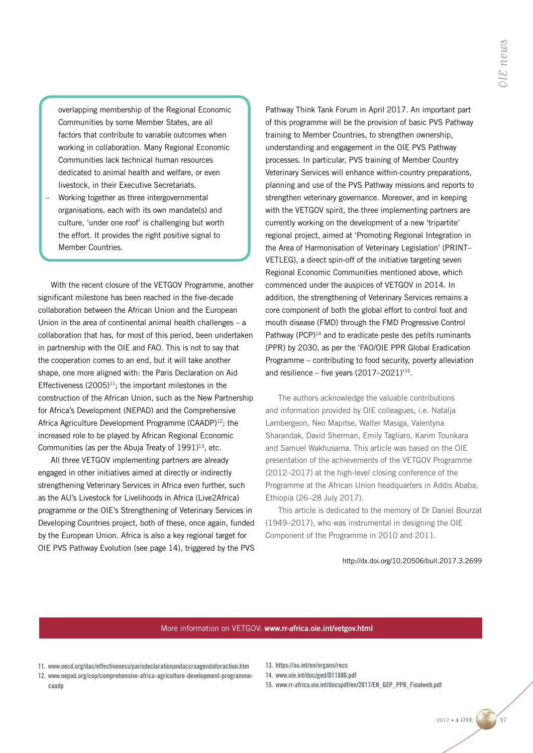overlapping membership of the Regional Economic Communities by some Member States, are all factors that contribute to variable outcomes when working in collaboration. Many Regional Economic Communities lack technical human resources dedicated to animal health and welfare, or even livestock, in their Executive Secretariats.

- Working together as three intergovernmental organisations, each with its own mandate(s) and culture, 'under one roof' is challenging but worth the effort. It provides the right positive signal to Member Countries.

With the recent closure of the VETGOV Programme, another significant milestone has been reached in the five-decade collaboration between the African Union and the European Union in the area of continental animal health challenges – a collaboration that has, for most of this period, been undertaken in partnership with the OIE and FAO. This is not to say that the cooperation comes to an end, but it will take another shape, one more aligned with: the Paris Declaration on Aid Effectiveness (2005)[11]; the important milestones in the construction of the African Union, such as the New Partnership for Africa's Development (NEPAD) and the Comprehensive Africa Agriculture Development Programme (CAADP)[12]; the increased role to be played by African Regional Economic Communities (as per the Abuja Treaty of 1991)[13], etc.

All three VETGOV implementing partners are already engaged in other initiatives aimed at directly or indirectly strengthening Veterinary Services in Africa even further, such as the AU's Livestock for Livelihoods in Africa (Live2Africa) programme or the OIE's Strengthening of Veterinary Services in Developing Countries project, both of these, once again, funded by the European Union. Africa is also a key regional target for OIE PVS Pathway Evolution (see page 14), triggered by the PVS Pathway Think Tank Forum in April 2017. An important part of this programme will be the provision of basic PVS Pathway training to Member Countries, to strengthen ownership, understanding and engagement in the OIE PVS Pathway processes. In particular, PVS training of Member Country Veterinary Services will enhance within-country preparations, planning and use of the PVS Pathway missions and reports to strengthen veterinary governance. Moreover, and in keeping with the VETGOV spirit, the three implementing partners are currently working on the development of a new 'tripartite' regional project, aimed at 'Promoting Regional Integration in the Area of Harmonisation of Veterinary Legislation' (PRINT–VETLEG), a direct spin-off of the initiative targeting seven Regional Economic Communities mentioned above, which commenced under the auspices of VETGOV in 2014. In addition, the strengthening of Veterinary Services remains a core component of both the global effort to control foot and mouth disease (FMD) through the FMD Progressive Control Pathway (PCP)[14] and to eradicate peste des petits ruminants (PPR) by 2030, as per the 'FAO/OIE PPR Global Eradication Programme – contributing to food security, poverty alleviation and resilience – five years (2017–2021)'[15].

The authors acknowledge the valuable contributions and information provided by OIE colleagues, i.e. Natalja Lambergeon, Neo Mapitse, Walter Masiga, Valentyna Sharandak, David Sherman, Emily Tagliaro, Karim Tounkara and Samuel Wakhusama. This article was based on the OIE presentation of the achievements of the VETGOV Programme (2012–2017) at the high-level closing conference of the Programme at the African Union headquarters in Addis Ababa, Ethiopia (26–28 July 2017).

This article is dedicated to the memory of Dr Daniel Bourzat (1949–2017), who was instrumental in designing the OIE Component of the Programme in 2010 and 2011.

http://dx.doi.org/10.20506/bull.2017.3.2699

More information on VETGOV: **www.rr-africa.oie.int/vetgov.html**

11. www.oecd.org/dac/effectiveness/parisdeclarationandaccraagendaforaction.htm
12. www.nepad.org/cop/comprehensive-africa-agriculture-development-programme-caadp
13. https://au.int/en/organs/recs
14. www.oie.int/doc/ged/D11886.pdf
15. www.rr-africa.oie.int/docspdf/en/2017/EN_GEP_PPR_Finalweb.pdf